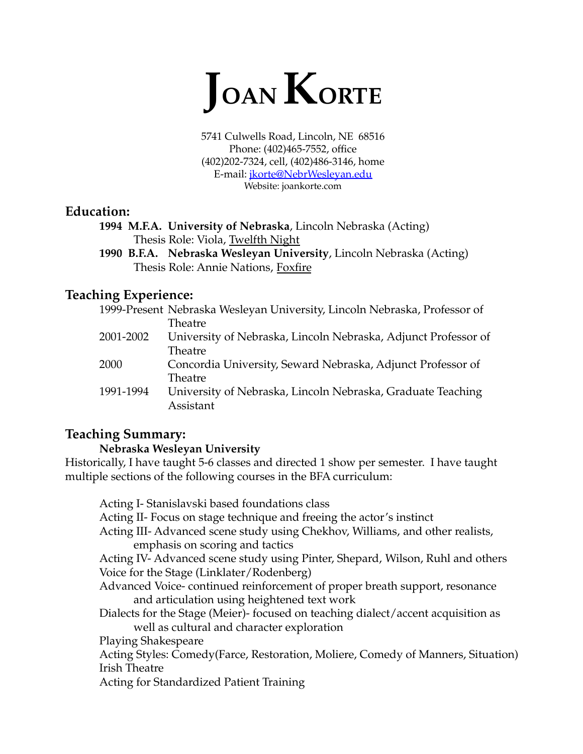# Joan Korte

5741 Culwells Road, Lincoln, NE 68516
Phone: (402)465-7552, office
(402)202-7324, cell, (402)486-3146, home
E-mail: jkorte@NebrWesleyan.edu
Website: joankorte.com

## Education:

**1994 M.F.A. University of Nebraska**, Lincoln Nebraska (Acting)
Thesis Role: Viola, Twelfth Night

**1990 B.F.A. Nebraska Wesleyan University**, Lincoln Nebraska (Acting)
Thesis Role: Annie Nations, Foxfire

## Teaching Experience:

1999-Present Nebraska Wesleyan University, Lincoln Nebraska, Professor of Theatre

2001-2002 University of Nebraska, Lincoln Nebraska, Adjunct Professor of Theatre

2000 Concordia University, Seward Nebraska, Adjunct Professor of Theatre

1991-1994 University of Nebraska, Lincoln Nebraska, Graduate Teaching Assistant

## Teaching Summary:

**Nebraska Wesleyan University**

Historically, I have taught 5-6 classes and directed 1 show per semester. I have taught multiple sections of the following courses in the BFA curriculum:

- Acting I- Stanislavski based foundations class
- Acting II- Focus on stage technique and freeing the actor's instinct
- Acting III- Advanced scene study using Chekhov, Williams, and other realists, emphasis on scoring and tactics
- Acting IV- Advanced scene study using Pinter, Shepard, Wilson, Ruhl and others
- Voice for the Stage (Linklater/Rodenberg)
- Advanced Voice- continued reinforcement of proper breath support, resonance and articulation using heightened text work
- Dialects for the Stage (Meier)- focused on teaching dialect/accent acquisition as well as cultural and character exploration
- Playing Shakespeare
- Acting Styles: Comedy(Farce, Restoration, Moliere, Comedy of Manners, Situation)
- Irish Theatre
- Acting for Standardized Patient Training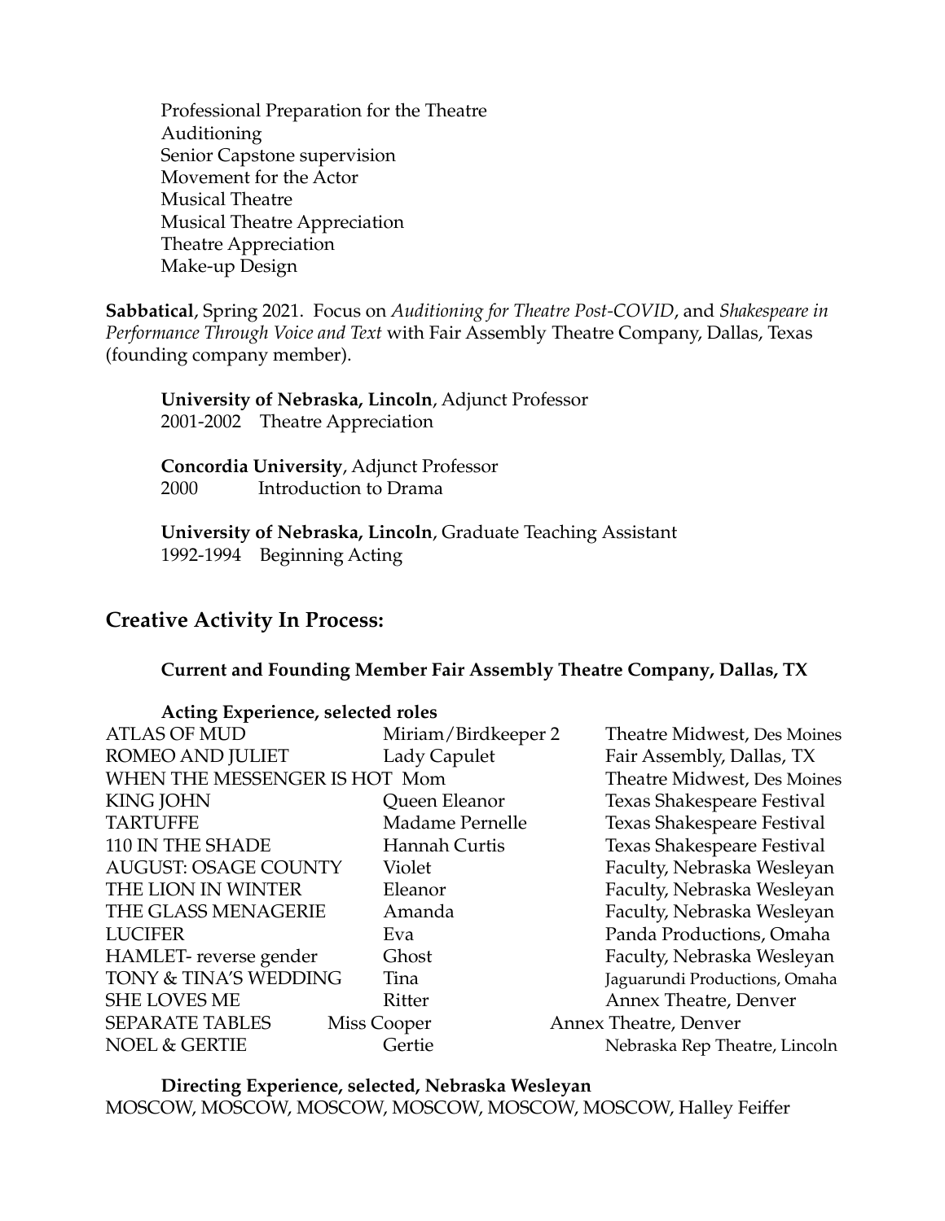Professional Preparation for the Theatre
Auditioning
Senior Capstone supervision
Movement for the Actor
Musical Theatre
Musical Theatre Appreciation
Theatre Appreciation
Make-up Design

**Sabbatical**, Spring 2021. Focus on *Auditioning for Theatre Post-COVID*, and *Shakespeare in Performance Through Voice and Text* with Fair Assembly Theatre Company, Dallas, Texas (founding company member).

**University of Nebraska, Lincoln**, Adjunct Professor
2001-2002 Theatre Appreciation

**Concordia University**, Adjunct Professor
2000 Introduction to Drama

**University of Nebraska, Lincoln**, Graduate Teaching Assistant
1992-1994 Beginning Acting

## Creative Activity In Process:

**Current and Founding Member Fair Assembly Theatre Company, Dallas, TX**

**Acting Experience, selected roles**

| Production | Role | Company |
|---|---|---|
| ATLAS OF MUD | Miriam/Birdkeeper 2 | Theatre Midwest, Des Moines |
| ROMEO AND JULIET | Lady Capulet | Fair Assembly, Dallas, TX |
| WHEN THE MESSENGER IS HOT | Mom | Theatre Midwest, Des Moines |
| KING JOHN | Queen Eleanor | Texas Shakespeare Festival |
| TARTUFFE | Madame Pernelle | Texas Shakespeare Festival |
| 110 IN THE SHADE | Hannah Curtis | Texas Shakespeare Festival |
| AUGUST: OSAGE COUNTY | Violet | Faculty, Nebraska Wesleyan |
| THE LION IN WINTER | Eleanor | Faculty, Nebraska Wesleyan |
| THE GLASS MENAGERIE | Amanda | Faculty, Nebraska Wesleyan |
| LUCIFER | Eva | Panda Productions, Omaha |
| HAMLET- reverse gender | Ghost | Faculty, Nebraska Wesleyan |
| TONY & TINA'S WEDDING | Tina | Jaguarundi Productions, Omaha |
| SHE LOVES ME | Ritter | Annex Theatre, Denver |
| SEPARATE TABLES | Miss Cooper | Annex Theatre, Denver |
| NOEL & GERTIE | Gertie | Nebraska Rep Theatre, Lincoln |

**Directing Experience, selected, Nebraska Wesleyan**

MOSCOW, MOSCOW, MOSCOW, MOSCOW, MOSCOW, MOSCOW, Halley Feiffer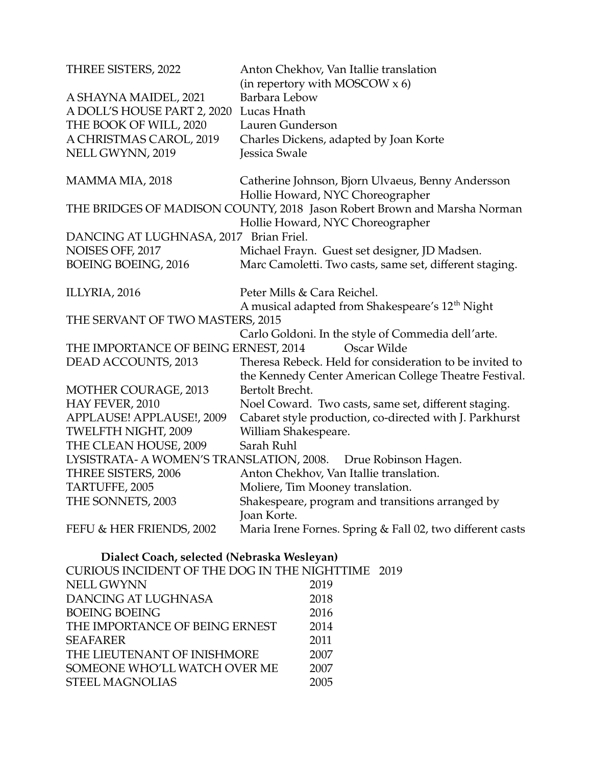| | |
|---|---|
| THREE SISTERS, 2022 | Anton Chekhov, Van Itallie translation (in repertory with MOSCOW x 6) |
| A SHAYNA MAIDEL, 2021 | Barbara Lebow |
| A DOLL'S HOUSE PART 2, 2020 | Lucas Hnath |
| THE BOOK OF WILL, 2020 | Lauren Gunderson |
| A CHRISTMAS CAROL, 2019 | Charles Dickens, adapted by Joan Korte |
| NELL GWYNN, 2019 | Jessica Swale |
| MAMMA MIA, 2018 | Catherine Johnson, Bjorn Ulvaeus, Benny Andersson Hollie Howard, NYC Choreographer |
| THE BRIDGES OF MADISON COUNTY, 2018 | Jason Robert Brown and Marsha Norman Hollie Howard, NYC Choreographer |
| DANCING AT LUGHNASA, 2017 | Brian Friel. |
| NOISES OFF, 2017 | Michael Frayn. Guest set designer, JD Madsen. |
| BOEING BOEING, 2016 | Marc Camoletti. Two casts, same set, different staging. |
| ILLYRIA, 2016 | Peter Mills & Cara Reichel. A musical adapted from Shakespeare's 12th Night |
| THE SERVANT OF TWO MASTERS, 2015 | Carlo Goldoni. In the style of Commedia dell'arte. |
| THE IMPORTANCE OF BEING ERNEST, 2014 | Oscar Wilde |
| DEAD ACCOUNTS, 2013 | Theresa Rebeck. Held for consideration to be invited to the Kennedy Center American College Theatre Festival. |
| MOTHER COURAGE, 2013 | Bertolt Brecht. |
| HAY FEVER, 2010 | Noel Coward. Two casts, same set, different staging. |
| APPLAUSE! APPLAUSE!, 2009 | Cabaret style production, co-directed with J. Parkhurst |
| TWELFTH NIGHT, 2009 | William Shakespeare. |
| THE CLEAN HOUSE, 2009 | Sarah Ruhl |
| LYSISTRATA- A WOMEN'S TRANSLATION, 2008. | Drue Robinson Hagen. |
| THREE SISTERS, 2006 | Anton Chekhov, Van Itallie translation. |
| TARTUFFE, 2005 | Moliere, Tim Mooney translation. |
| THE SONNETS, 2003 | Shakespeare, program and transitions arranged by Joan Korte. |
| FEFU & HER FRIENDS, 2002 | Maria Irene Fornes. Spring & Fall 02, two different casts |

**Dialect Coach, selected (Nebraska Wesleyan)**

| | |
|---|---|
| CURIOUS INCIDENT OF THE DOG IN THE NIGHTTIME | 2019 |
| NELL GWYNN | 2019 |
| DANCING AT LUGHNASA | 2018 |
| BOEING BOEING | 2016 |
| THE IMPORTANCE OF BEING ERNEST | 2014 |
| SEAFARER | 2011 |
| THE LIEUTENANT OF INISHMORE | 2007 |
| SOMEONE WHO'LL WATCH OVER ME | 2007 |
| STEEL MAGNOLIAS | 2005 |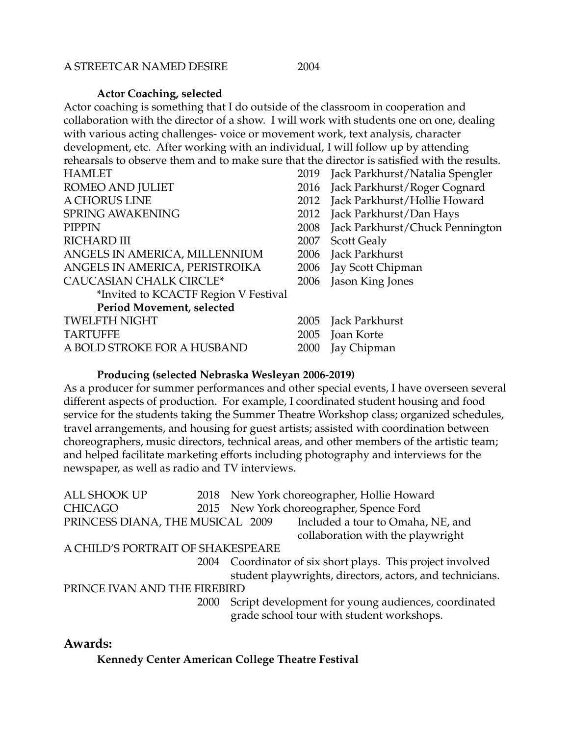| | |
|---|---|
| A STREETCAR NAMED DESIRE | 2004 |

**Actor Coaching, selected**

Actor coaching is something that I do outside of the classroom in cooperation and collaboration with the director of a show. I will work with students one on one, dealing with various acting challenges- voice or movement work, text analysis, character development, etc. After working with an individual, I will follow up by attending rehearsals to observe them and to make sure that the director is satisfied with the results.

| | | |
|---|---|---|
| HAMLET | 2019 | Jack Parkhurst/Natalia Spengler |
| ROMEO AND JULIET | 2016 | Jack Parkhurst/Roger Cognard |
| A CHORUS LINE | 2012 | Jack Parkhurst/Hollie Howard |
| SPRING AWAKENING | 2012 | Jack Parkhurst/Dan Hays |
| PIPPIN | 2008 | Jack Parkhurst/Chuck Pennington |
| RICHARD III | 2007 | Scott Gealy |
| ANGELS IN AMERICA, MILLENNIUM | 2006 | Jack Parkhurst |
| ANGELS IN AMERICA, PERISTROIKA | 2006 | Jay Scott Chipman |
| CAUCASIAN CHALK CIRCLE* | 2006 | Jason King Jones |

*Invited to KCACTF Region V Festival

**Period Movement, selected**

| | | |
|---|---|---|
| TWELFTH NIGHT | 2005 | Jack Parkhurst |
| TARTUFFE | 2005 | Joan Korte |
| A BOLD STROKE FOR A HUSBAND | 2000 | Jay Chipman |

**Producing (selected Nebraska Wesleyan 2006-2019)**

As a producer for summer performances and other special events, I have overseen several different aspects of production. For example, I coordinated student housing and food service for the students taking the Summer Theatre Workshop class; organized schedules, travel arrangements, and housing for guest artists; assisted with coordination between choreographers, music directors, technical areas, and other members of the artistic team; and helped facilitate marketing efforts including photography and interviews for the newspaper, as well as radio and TV interviews.

| | | |
|---|---|---|
| ALL SHOOK UP | 2018 | New York choreographer, Hollie Howard |
| CHICAGO | 2015 | New York choreographer, Spence Ford |
| PRINCESS DIANA, THE MUSICAL | 2009 | Included a tour to Omaha, NE, and collaboration with the playwright |
| A CHILD'S PORTRAIT OF SHAKESPEARE | 2004 | Coordinator of six short plays. This project involved student playwrights, directors, actors, and technicians. |
| PRINCE IVAN AND THE FIREBIRD | 2000 | Script development for young audiences, coordinated grade school tour with student workshops. |

## Awards:

**Kennedy Center American College Theatre Festival**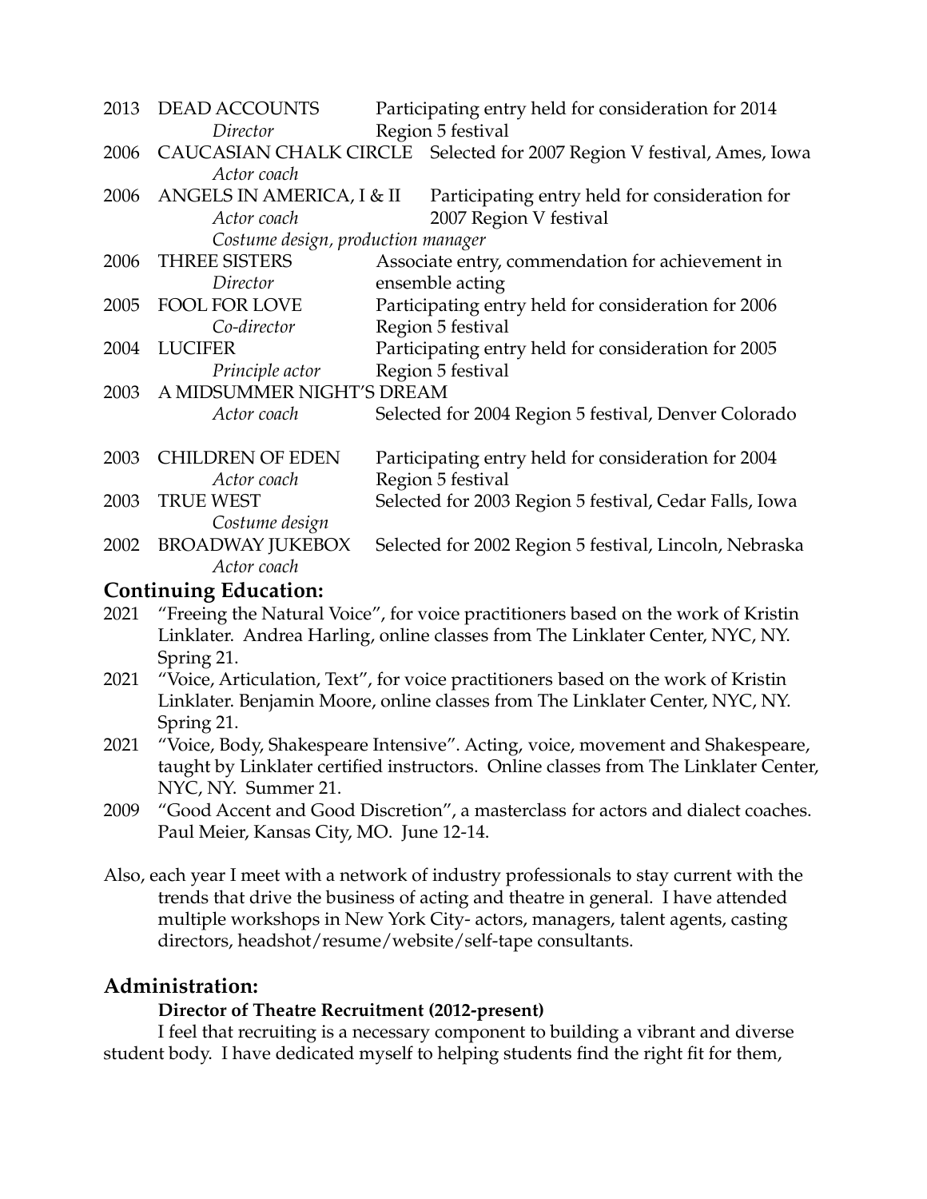| | | |
|---|---|---|
| 2013 | DEAD ACCOUNTS<br>*Director* | Participating entry held for consideration for 2014 Region 5 festival |
| 2006 | CAUCASIAN CHALK CIRCLE<br>*Actor coach* | Selected for 2007 Region V festival, Ames, Iowa |
| 2006 | ANGELS IN AMERICA, I & II<br>*Actor coach*<br>*Costume design, production manager* | Participating entry held for consideration for 2007 Region V festival |
| 2006 | THREE SISTERS<br>*Director* | Associate entry, commendation for achievement in ensemble acting |
| 2005 | FOOL FOR LOVE<br>*Co-director* | Participating entry held for consideration for 2006 Region 5 festival |
| 2004 | LUCIFER<br>*Principle actor* | Participating entry held for consideration for 2005 Region 5 festival |
| 2003 | A MIDSUMMER NIGHT'S DREAM<br>*Actor coach* | Selected for 2004 Region 5 festival, Denver Colorado |
| 2003 | CHILDREN OF EDEN<br>*Actor coach* | Participating entry held for consideration for 2004 Region 5 festival |
| 2003 | TRUE WEST<br>*Costume design* | Selected for 2003 Region 5 festival, Cedar Falls, Iowa |
| 2002 | BROADWAY JUKEBOX<br>*Actor coach* | Selected for 2002 Region 5 festival, Lincoln, Nebraska |

## Continuing Education:

2021 "Freeing the Natural Voice", for voice practitioners based on the work of Kristin Linklater. Andrea Harling, online classes from The Linklater Center, NYC, NY. Spring 21.

2021 "Voice, Articulation, Text", for voice practitioners based on the work of Kristin Linklater. Benjamin Moore, online classes from The Linklater Center, NYC, NY. Spring 21.

2021 "Voice, Body, Shakespeare Intensive". Acting, voice, movement and Shakespeare, taught by Linklater certified instructors. Online classes from The Linklater Center, NYC, NY. Summer 21.

2009 "Good Accent and Good Discretion", a masterclass for actors and dialect coaches. Paul Meier, Kansas City, MO. June 12-14.

Also, each year I meet with a network of industry professionals to stay current with the trends that drive the business of acting and theatre in general. I have attended multiple workshops in New York City- actors, managers, talent agents, casting directors, headshot/resume/website/self-tape consultants.

## Administration:

**Director of Theatre Recruitment (2012-present)**

I feel that recruiting is a necessary component to building a vibrant and diverse student body. I have dedicated myself to helping students find the right fit for them,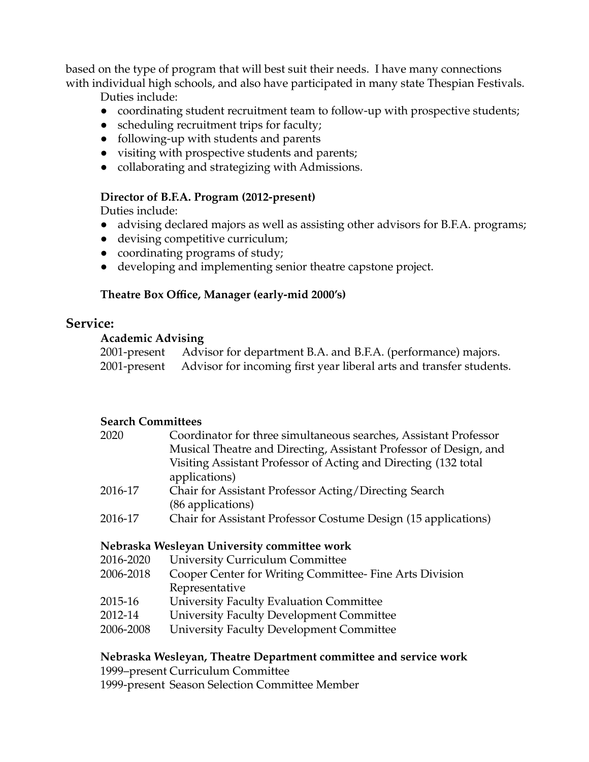based on the type of program that will best suit their needs. I have many connections with individual high schools, and also have participated in many state Thespian Festivals.

Duties include:

- coordinating student recruitment team to follow-up with prospective students;
- scheduling recruitment trips for faculty;
- following-up with students and parents
- visiting with prospective students and parents;
- collaborating and strategizing with Admissions.

**Director of B.F.A. Program (2012-present)**

Duties include:

- advising declared majors as well as assisting other advisors for B.F.A. programs;
- devising competitive curriculum;
- coordinating programs of study;
- developing and implementing senior theatre capstone project.

**Theatre Box Office, Manager (early-mid 2000's)**

## Service:

**Academic Advising**

2001-present Advisor for department B.A. and B.F.A. (performance) majors.
2001-present Advisor for incoming first year liberal arts and transfer students.

**Search Committees**

2020 Coordinator for three simultaneous searches, Assistant Professor Musical Theatre and Directing, Assistant Professor of Design, and Visiting Assistant Professor of Acting and Directing (132 total applications)
2016-17 Chair for Assistant Professor Acting/Directing Search (86 applications)
2016-17 Chair for Assistant Professor Costume Design (15 applications)

**Nebraska Wesleyan University committee work**

2016-2020 University Curriculum Committee
2006-2018 Cooper Center for Writing Committee- Fine Arts Division Representative
2015-16 University Faculty Evaluation Committee
2012-14 University Faculty Development Committee
2006-2008 University Faculty Development Committee

**Nebraska Wesleyan, Theatre Department committee and service work**

1999–present Curriculum Committee
1999-present Season Selection Committee Member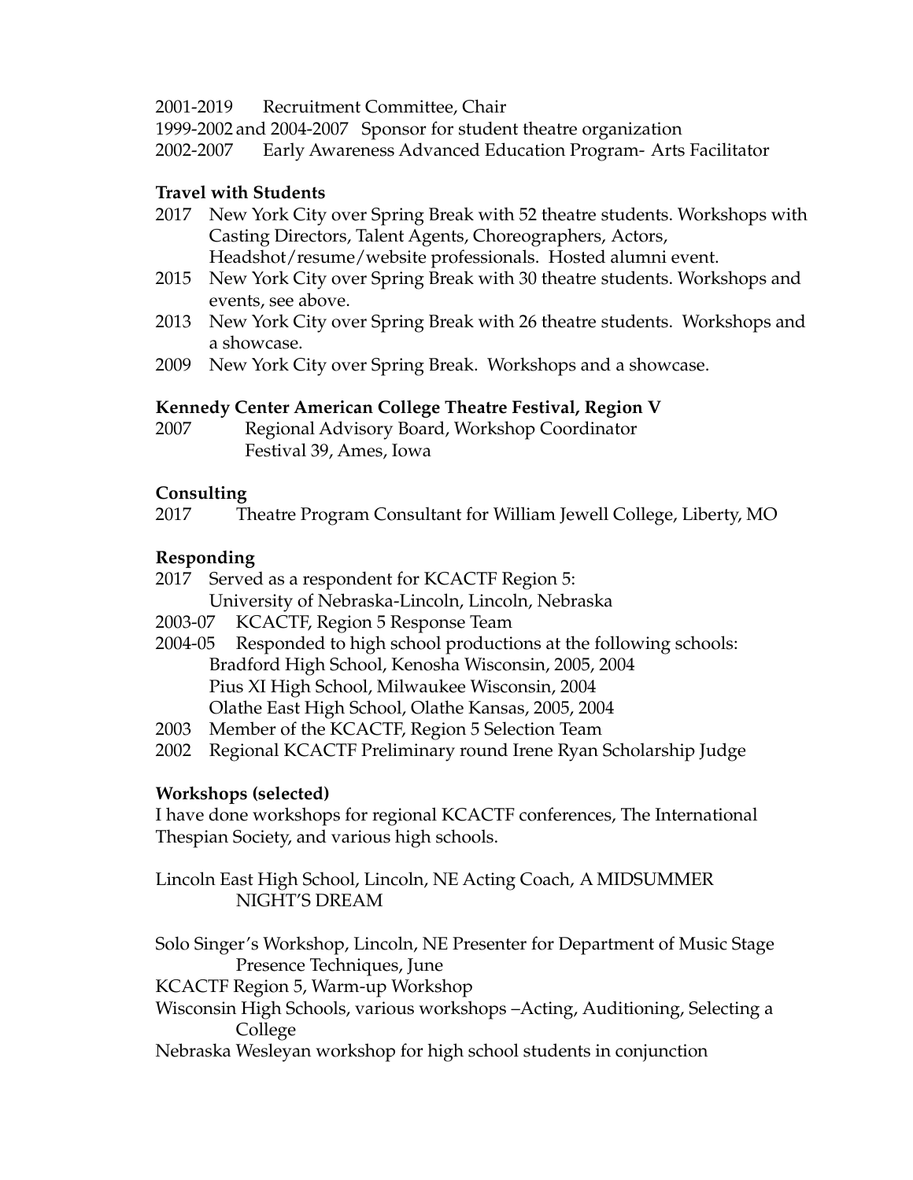2001-2019 Recruitment Committee, Chair

1999-2002 and 2004-2007 Sponsor for student theatre organization

2002-2007 Early Awareness Advanced Education Program- Arts Facilitator

**Travel with Students**

2017 New York City over Spring Break with 52 theatre students. Workshops with Casting Directors, Talent Agents, Choreographers, Actors, Headshot/resume/website professionals. Hosted alumni event.

2015 New York City over Spring Break with 30 theatre students. Workshops and events, see above.

2013 New York City over Spring Break with 26 theatre students. Workshops and a showcase.

2009 New York City over Spring Break. Workshops and a showcase.

**Kennedy Center American College Theatre Festival, Region V**

2007 Regional Advisory Board, Workshop Coordinator
Festival 39, Ames, Iowa

**Consulting**

2017 Theatre Program Consultant for William Jewell College, Liberty, MO

**Responding**

2017 Served as a respondent for KCACTF Region 5:
University of Nebraska-Lincoln, Lincoln, Nebraska

2003-07 KCACTF, Region 5 Response Team

2004-05 Responded to high school productions at the following schools:
Bradford High School, Kenosha Wisconsin, 2005, 2004
Pius XI High School, Milwaukee Wisconsin, 2004
Olathe East High School, Olathe Kansas, 2005, 2004

2003 Member of the KCACTF, Region 5 Selection Team

2002 Regional KCACTF Preliminary round Irene Ryan Scholarship Judge

**Workshops (selected)**

I have done workshops for regional KCACTF conferences, The International Thespian Society, and various high schools.

Lincoln East High School, Lincoln, NE Acting Coach, A MIDSUMMER NIGHT'S DREAM

Solo Singer's Workshop, Lincoln, NE Presenter for Department of Music Stage Presence Techniques, June

KCACTF Region 5, Warm-up Workshop

Wisconsin High Schools, various workshops –Acting, Auditioning, Selecting a College

Nebraska Wesleyan workshop for high school students in conjunction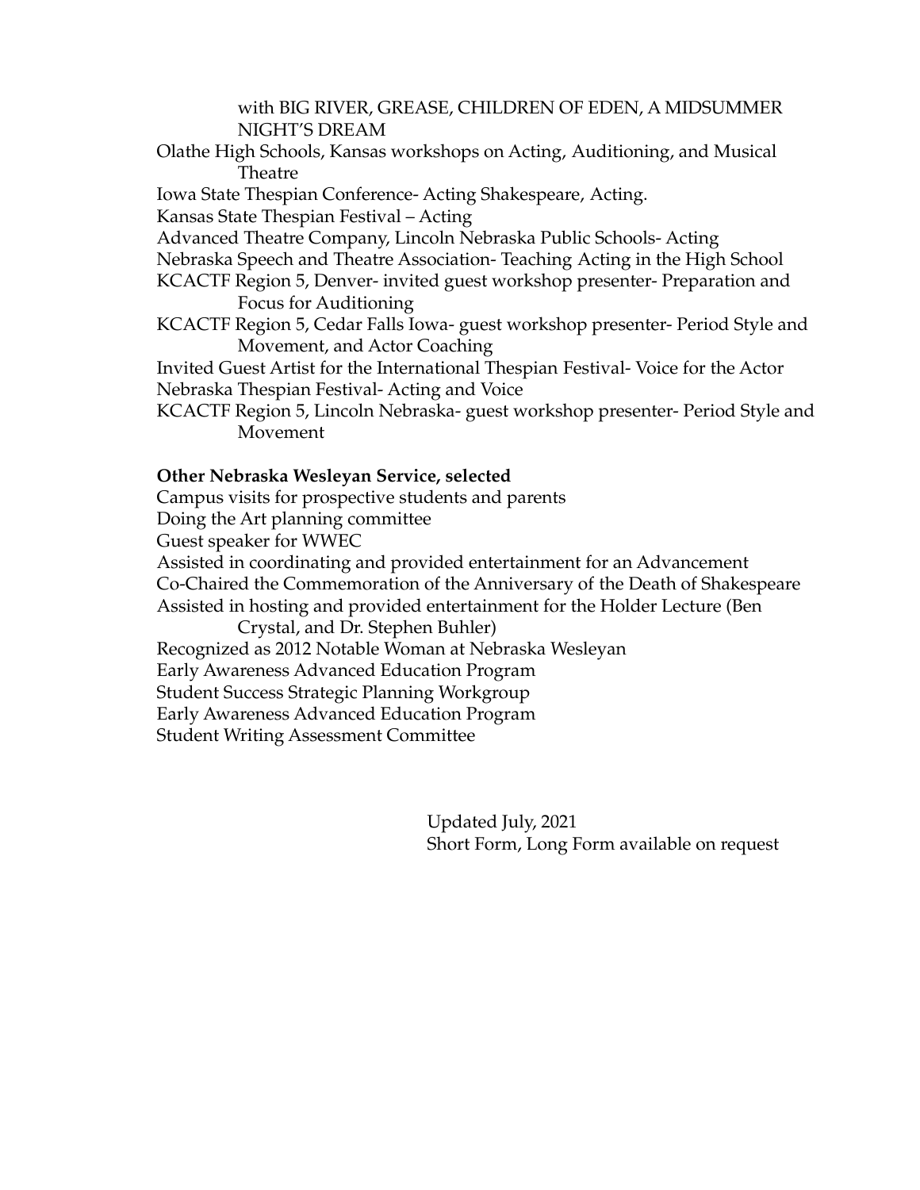with BIG RIVER, GREASE, CHILDREN OF EDEN, A MIDSUMMER NIGHT'S DREAM

Olathe High Schools, Kansas workshops on Acting, Auditioning, and Musical Theatre

Iowa State Thespian Conference- Acting Shakespeare, Acting.

Kansas State Thespian Festival – Acting

Advanced Theatre Company, Lincoln Nebraska Public Schools- Acting

Nebraska Speech and Theatre Association- Teaching Acting in the High School

KCACTF Region 5, Denver- invited guest workshop presenter- Preparation and Focus for Auditioning

KCACTF Region 5, Cedar Falls Iowa- guest workshop presenter- Period Style and Movement, and Actor Coaching

Invited Guest Artist for the International Thespian Festival- Voice for the Actor

Nebraska Thespian Festival- Acting and Voice

KCACTF Region 5, Lincoln Nebraska- guest workshop presenter- Period Style and Movement

**Other Nebraska Wesleyan Service, selected**

Campus visits for prospective students and parents

Doing the Art planning committee

Guest speaker for WWEC

Assisted in coordinating and provided entertainment for an Advancement

Co-Chaired the Commemoration of the Anniversary of the Death of Shakespeare

Assisted in hosting and provided entertainment for the Holder Lecture (Ben Crystal, and Dr. Stephen Buhler)

Recognized as 2012 Notable Woman at Nebraska Wesleyan

Early Awareness Advanced Education Program

Student Success Strategic Planning Workgroup

Early Awareness Advanced Education Program

Student Writing Assessment Committee

Updated July, 2021

Short Form, Long Form available on request